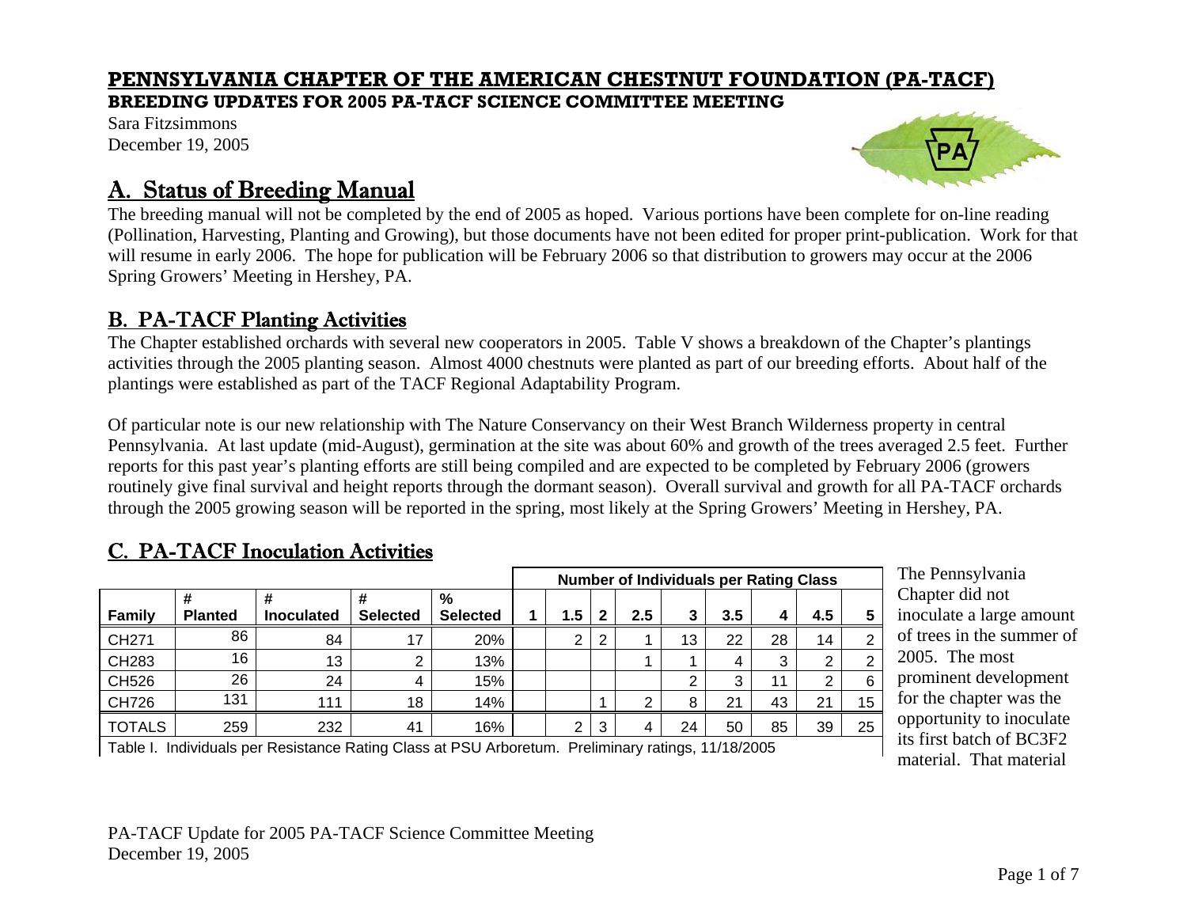# PENNSYLVANIA CHAPTER OF THE AMERICAN CHESTNUT FOUNDATION (PA-TACF)

**BREEDING UPDATES FOR 2005 PA-TACF SCIENCE COMMITTEE MEETING**

Sara Fitzsimmons
December 19, 2005

## A. Status of Breeding Manual

The breeding manual will not be completed by the end of 2005 as hoped. Various portions have been complete for on-line reading (Pollination, Harvesting, Planting and Growing), but those documents have not been edited for proper print-publication. Work for that will resume in early 2006. The hope for publication will be February 2006 so that distribution to growers may occur at the 2006 Spring Growers' Meeting in Hershey, PA.

## B. PA-TACF Planting Activities

The Chapter established orchards with several new cooperators in 2005. Table V shows a breakdown of the Chapter's plantings activities through the 2005 planting season. Almost 4000 chestnuts were planted as part of our breeding efforts. About half of the plantings were established as part of the TACF Regional Adaptability Program.

Of particular note is our new relationship with The Nature Conservancy on their West Branch Wilderness property in central Pennsylvania. At last update (mid-August), germination at the site was about 60% and growth of the trees averaged 2.5 feet. Further reports for this past year's planting efforts are still being compiled and are expected to be completed by February 2006 (growers routinely give final survival and height reports through the dormant season). Overall survival and growth for all PA-TACF orchards through the 2005 growing season will be reported in the spring, most likely at the Spring Growers' Meeting in Hershey, PA.

## C. PA-TACF Inoculation Activities

| | | | | | Number of Individuals per Rating Class | | | | | | | | |
|---|---|---|---|---|---|---|---|---|---|---|---|---|---|
| Family | # Planted | # Inoculated | # Selected | % Selected | 1 | 1.5 | 2 | 2.5 | 3 | 3.5 | 4 | 4.5 | 5 |
| CH271 | 86 | 84 | 17 | 20% | | 2 | 2 | 1 | 13 | 22 | 28 | 14 | 2 |
| CH283 | 16 | 13 | 2 | 13% | | | | 1 | 1 | 4 | 3 | 2 | 2 |
| CH526 | 26 | 24 | 4 | 15% | | | | | 2 | 3 | 11 | 2 | 6 |
| CH726 | 131 | 111 | 18 | 14% | | | 1 | 2 | 8 | 21 | 43 | 21 | 15 |
| TOTALS | 259 | 232 | 41 | 16% | | 2 | 3 | 4 | 24 | 50 | 85 | 39 | 25 |

Table I. Individuals per Resistance Rating Class at PSU Arboretum. Preliminary ratings, 11/18/2005

The Pennsylvania Chapter did not inoculate a large amount of trees in the summer of 2005. The most prominent development for the chapter was the opportunity to inoculate its first batch of BC3F2 material. That material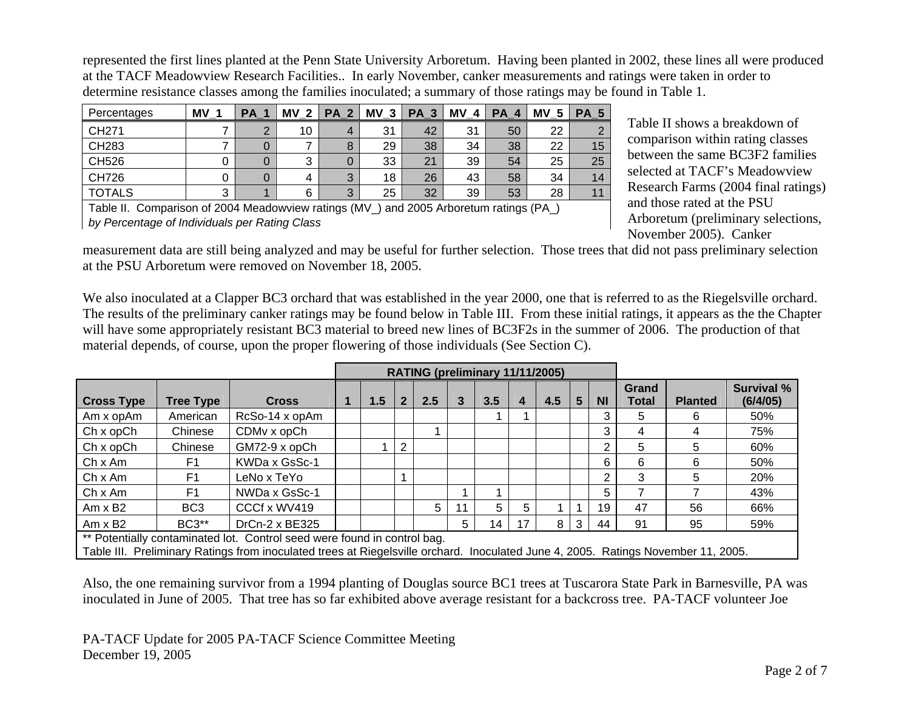represented the first lines planted at the Penn State University Arboretum. Having been planted in 2002, these lines all were produced at the TACF Meadowview Research Facilities.. In early November, canker measurements and ratings were taken in order to determine resistance classes among the families inoculated; a summary of those ratings may be found in Table 1.

| Percentages | MV_1 | PA_1 | MV_2 | PA_2 | MV_3 | PA_3 | MV_4 | PA_4 | MV_5 | PA_5 |
|---|---|---|---|---|---|---|---|---|---|---|
| CH271 | 7 | 2 | 10 | 4 | 31 | 42 | 31 | 50 | 22 | 2 |
| CH283 | 7 | 0 | 7 | 8 | 29 | 38 | 34 | 38 | 22 | 15 |
| CH526 | 0 | 0 | 3 | 0 | 33 | 21 | 39 | 54 | 25 | 25 |
| CH726 | 0 | 0 | 4 | 3 | 18 | 26 | 43 | 58 | 34 | 14 |
| TOTALS | 3 | 1 | 6 | 3 | 25 | 32 | 39 | 53 | 28 | 11 |

Table II. Comparison of 2004 Meadowview ratings (MV_) and 2005 Arboretum ratings (PA_) *by Percentage of Individuals per Rating Class*

Table II shows a breakdown of comparison within rating classes between the same BC3F2 families selected at TACF's Meadowview Research Farms (2004 final ratings) and those rated at the PSU Arboretum (preliminary selections, November 2005). Canker measurement data are still being analyzed and may be useful for further selection. Those trees that did not pass preliminary selection at the PSU Arboretum were removed on November 18, 2005.

We also inoculated at a Clapper BC3 orchard that was established in the year 2000, one that is referred to as the Riegelsville orchard. The results of the preliminary canker ratings may be found below in Table III. From these initial ratings, it appears as the the Chapter will have some appropriately resistant BC3 material to breed new lines of BC3F2s in the summer of 2006. The production of that material depends, of course, upon the proper flowering of those individuals (See Section C).

| | | | RATING (preliminary 11/11/2005) | | | | | | | | | | | | |
|---|---|---|---|---|---|---|---|---|---|---|---|---|---|---|---|
| **Cross Type** | **Tree Type** | **Cross** | **1** | **1.5** | **2** | **2.5** | **3** | **3.5** | **4** | **4.5** | **5** | **NI** | **Grand Total** | **Planted** | **Survival % (6/4/05)** |
| Am x opAm | American | RcSo-14 x opAm | | | | | | 1 | 1 | | | 3 | 5 | 6 | 50% |
| Ch x opCh | Chinese | CDMv x opCh | | | | 1 | | | | | | 3 | 4 | 4 | 75% |
| Ch x opCh | Chinese | GM72-9 x opCh | | 1 | 2 | | | | | | | 2 | 5 | 5 | 60% |
| Ch x Am | F1 | KWDa x GsSc-1 | | | | | | | | | | 6 | 6 | 6 | 50% |
| Ch x Am | F1 | LeNo x TeYo | | | 1 | | | | | | | 2 | 3 | 5 | 20% |
| Ch x Am | F1 | NWDa x GsSc-1 | | | | | 1 | 1 | | | | 5 | 7 | 7 | 43% |
| Am x B2 | BC3 | CCCf x WV419 | | | | 5 | 11 | 5 | 5 | 1 | 1 | 19 | 47 | 56 | 66% |
| Am x B2 | BC3** | DrCn-2 x BE325 | | | | | 5 | 14 | 17 | 8 | 3 | 44 | 91 | 95 | 59% |

** Potentially contaminated lot. Control seed were found in control bag.

Table III. Preliminary Ratings from inoculated trees at Riegelsville orchard. Inoculated June 4, 2005. Ratings November 11, 2005.

Also, the one remaining survivor from a 1994 planting of Douglas source BC1 trees at Tuscarora State Park in Barnesville, PA was inoculated in June of 2005. That tree has so far exhibited above average resistant for a backcross tree. PA-TACF volunteer Joe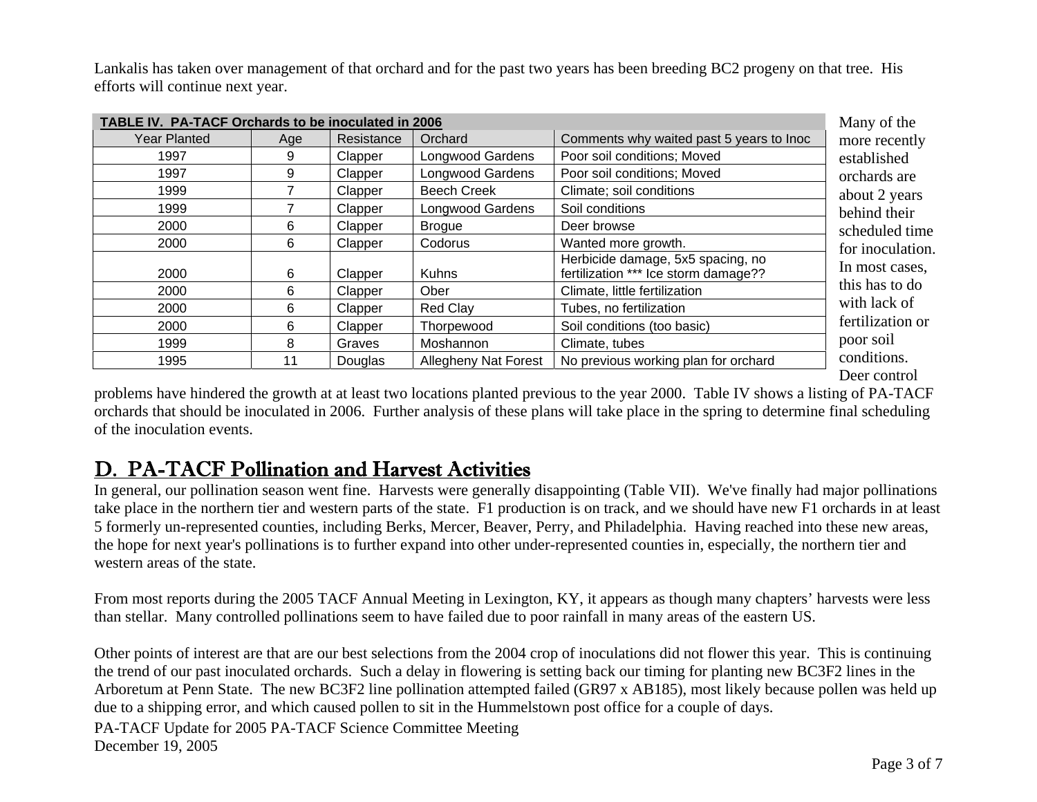Lankalis has taken over management of that orchard and for the past two years has been breeding BC2 progeny on that tree. His efforts will continue next year.

**TABLE IV. PA-TACF Orchards to be inoculated in 2006**

| Year Planted | Age | Resistance | Orchard | Comments why waited past 5 years to Inoc |
|---|---|---|---|---|
| 1997 | 9 | Clapper | Longwood Gardens | Poor soil conditions; Moved |
| 1997 | 9 | Clapper | Longwood Gardens | Poor soil conditions; Moved |
| 1999 | 7 | Clapper | Beech Creek | Climate; soil conditions |
| 1999 | 7 | Clapper | Longwood Gardens | Soil conditions |
| 2000 | 6 | Clapper | Brogue | Deer browse |
| 2000 | 6 | Clapper | Codorus | Wanted more growth. |
| 2000 | 6 | Clapper | Kuhns | Herbicide damage, 5x5 spacing, no fertilization *** Ice storm damage?? |
| 2000 | 6 | Clapper | Ober | Climate, little fertilization |
| 2000 | 6 | Clapper | Red Clay | Tubes, no fertilization |
| 2000 | 6 | Clapper | Thorpewood | Soil conditions (too basic) |
| 1999 | 8 | Graves | Moshannon | Climate, tubes |
| 1995 | 11 | Douglas | Allegheny Nat Forest | No previous working plan for orchard |

Many of the more recently established orchards are about 2 years behind their scheduled time for inoculation. In most cases, this has to do with lack of fertilization or poor soil conditions. Deer control problems have hindered the growth at at least two locations planted previous to the year 2000. Table IV shows a listing of PA-TACF orchards that should be inoculated in 2006. Further analysis of these plans will take place in the spring to determine final scheduling of the inoculation events.

## D. PA-TACF Pollination and Harvest Activities

In general, our pollination season went fine. Harvests were generally disappointing (Table VII). We've finally had major pollinations take place in the northern tier and western parts of the state. F1 production is on track, and we should have new F1 orchards in at least 5 formerly un-represented counties, including Berks, Mercer, Beaver, Perry, and Philadelphia. Having reached into these new areas, the hope for next year's pollinations is to further expand into other under-represented counties in, especially, the northern tier and western areas of the state.

From most reports during the 2005 TACF Annual Meeting in Lexington, KY, it appears as though many chapters' harvests were less than stellar. Many controlled pollinations seem to have failed due to poor rainfall in many areas of the eastern US.

Other points of interest are that are our best selections from the 2004 crop of inoculations did not flower this year. This is continuing the trend of our past inoculated orchards. Such a delay in flowering is setting back our timing for planting new BC3F2 lines in the Arboretum at Penn State. The new BC3F2 line pollination attempted failed (GR97 x AB185), most likely because pollen was held up due to a shipping error, and which caused pollen to sit in the Hummelstown post office for a couple of days.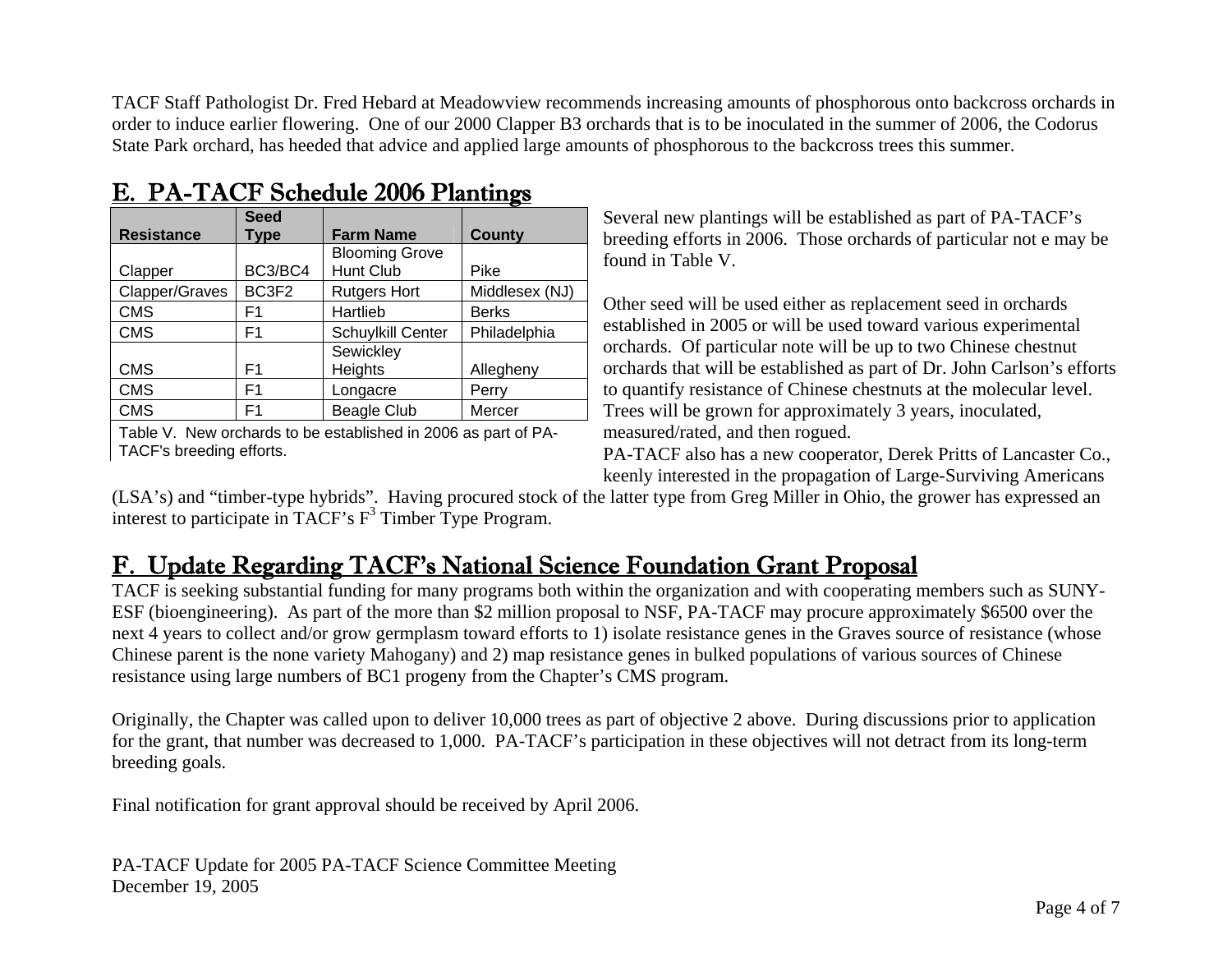TACF Staff Pathologist Dr. Fred Hebard at Meadowview recommends increasing amounts of phosphorous onto backcross orchards in order to induce earlier flowering. One of our 2000 Clapper B3 orchards that is to be inoculated in the summer of 2006, the Codorus State Park orchard, has heeded that advice and applied large amounts of phosphorous to the backcross trees this summer.

## E. PA-TACF Schedule 2006 Plantings

| Resistance | Seed Type | Farm Name | County |
|---|---|---|---|
| Clapper | BC3/BC4 | Blooming Grove Hunt Club | Pike |
| Clapper/Graves | BC3F2 | Rutgers Hort | Middlesex (NJ) |
| CMS | F1 | Hartlieb | Berks |
| CMS | F1 | Schuylkill Center | Philadelphia |
| CMS | F1 | Sewickley Heights | Allegheny |
| CMS | F1 | Longacre | Perry |
| CMS | F1 | Beagle Club | Mercer |

Table V. New orchards to be established in 2006 as part of PA-TACF's breeding efforts.

Several new plantings will be established as part of PA-TACF's breeding efforts in 2006. Those orchards of particular not e may be found in Table V.

Other seed will be used either as replacement seed in orchards established in 2005 or will be used toward various experimental orchards. Of particular note will be up to two Chinese chestnut orchards that will be established as part of Dr. John Carlson's efforts to quantify resistance of Chinese chestnuts at the molecular level. Trees will be grown for approximately 3 years, inoculated, measured/rated, and then rogued.
PA-TACF also has a new cooperator, Derek Pritts of Lancaster Co., keenly interested in the propagation of Large-Surviving Americans (LSA's) and "timber-type hybrids". Having procured stock of the latter type from Greg Miller in Ohio, the grower has expressed an interest to participate in TACF's $F^3$ Timber Type Program.

## F. Update Regarding TACF's National Science Foundation Grant Proposal

TACF is seeking substantial funding for many programs both within the organization and with cooperating members such as SUNY-ESF (bioengineering). As part of the more than $2 million proposal to NSF, PA-TACF may procure approximately $6500 over the next 4 years to collect and/or grow germplasm toward efforts to 1) isolate resistance genes in the Graves source of resistance (whose Chinese parent is the none variety Mahogany) and 2) map resistance genes in bulked populations of various sources of Chinese resistance using large numbers of BC1 progeny from the Chapter's CMS program.

Originally, the Chapter was called upon to deliver 10,000 trees as part of objective 2 above. During discussions prior to application for the grant, that number was decreased to 1,000. PA-TACF's participation in these objectives will not detract from its long-term breeding goals.

Final notification for grant approval should be received by April 2006.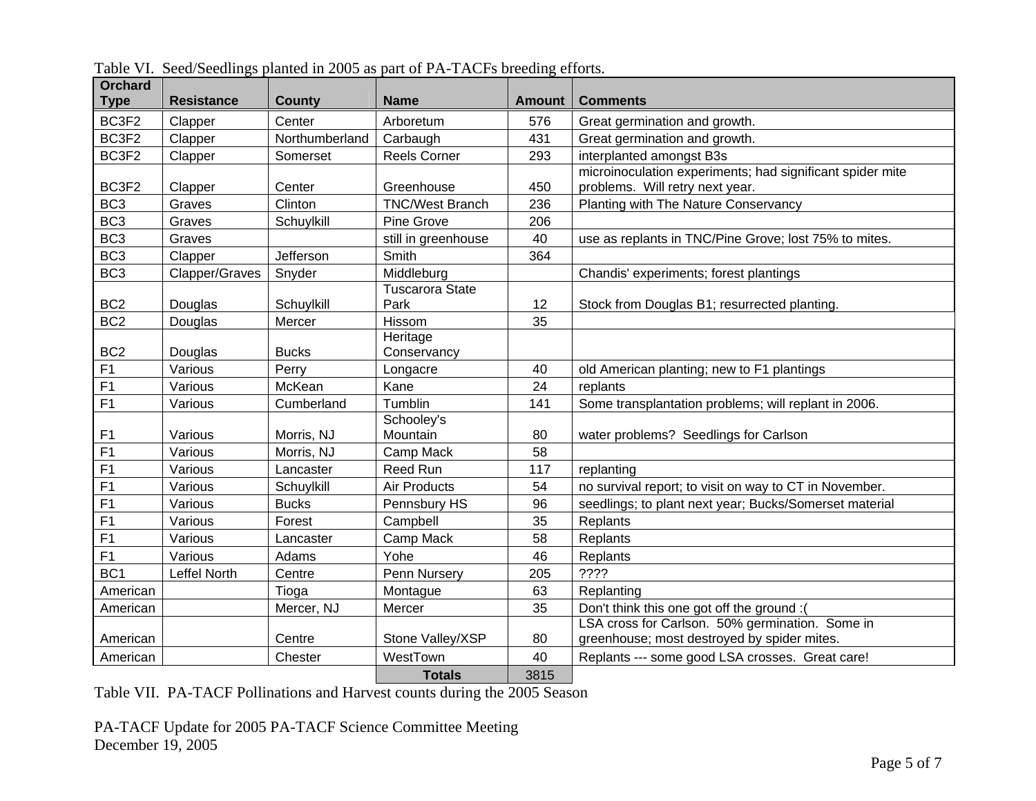Table VI. Seed/Seedlings planted in 2005 as part of PA-TACFs breeding efforts.

| Orchard Type | Resistance | County | Name | Amount | Comments |
|---|---|---|---|---|---|
| BC3F2 | Clapper | Center | Arboretum | 576 | Great germination and growth. |
| BC3F2 | Clapper | Northumberland | Carbaugh | 431 | Great germination and growth. |
| BC3F2 | Clapper | Somerset | Reels Corner | 293 | interplanted amongst B3s |
| BC3F2 | Clapper | Center | Greenhouse | 450 | microinoculation experiments; had significant spider mite problems. Will retry next year. |
| BC3 | Graves | Clinton | TNC/West Branch | 236 | Planting with The Nature Conservancy |
| BC3 | Graves | Schuylkill | Pine Grove | 206 | |
| BC3 | Graves | | still in greenhouse | 40 | use as replants in TNC/Pine Grove; lost 75% to mites. |
| BC3 | Clapper | Jefferson | Smith | 364 | |
| BC3 | Clapper/Graves | Snyder | Middleburg | | Chandis' experiments; forest plantings |
| BC2 | Douglas | Schuylkill | Tuscarora State Park | 12 | Stock from Douglas B1; resurrected planting. |
| BC2 | Douglas | Mercer | Hissom | 35 | |
| BC2 | Douglas | Bucks | Heritage Conservancy | | |
| F1 | Various | Perry | Longacre | 40 | old American planting; new to F1 plantings |
| F1 | Various | McKean | Kane | 24 | replants |
| F1 | Various | Cumberland | Tumblin | 141 | Some transplantation problems; will replant in 2006. |
| F1 | Various | Morris, NJ | Schooley's Mountain | 80 | water problems? Seedlings for Carlson |
| F1 | Various | Morris, NJ | Camp Mack | 58 | |
| F1 | Various | Lancaster | Reed Run | 117 | replanting |
| F1 | Various | Schuylkill | Air Products | 54 | no survival report; to visit on way to CT in November. |
| F1 | Various | Bucks | Pennsbury HS | 96 | seedlings; to plant next year; Bucks/Somerset material |
| F1 | Various | Forest | Campbell | 35 | Replants |
| F1 | Various | Lancaster | Camp Mack | 58 | Replants |
| F1 | Various | Adams | Yohe | 46 | Replants |
| BC1 | Leffel North | Centre | Penn Nursery | 205 | ???? |
| American | | Tioga | Montague | 63 | Replanting |
| American | | Mercer, NJ | Mercer | 35 | Don't think this one got off the ground :( |
| American | | Centre | Stone Valley/XSP | 80 | LSA cross for Carlson. 50% germination. Some in greenhouse; most destroyed by spider mites. |
| American | | Chester | WestTown | 40 | Replants --- some good LSA crosses. Great care! |
| | | | **Totals** | 3815 | |

Table VII. PA-TACF Pollinations and Harvest counts during the 2005 Season

PA-TACF Update for 2005 PA-TACF Science Committee Meeting
December 19, 2005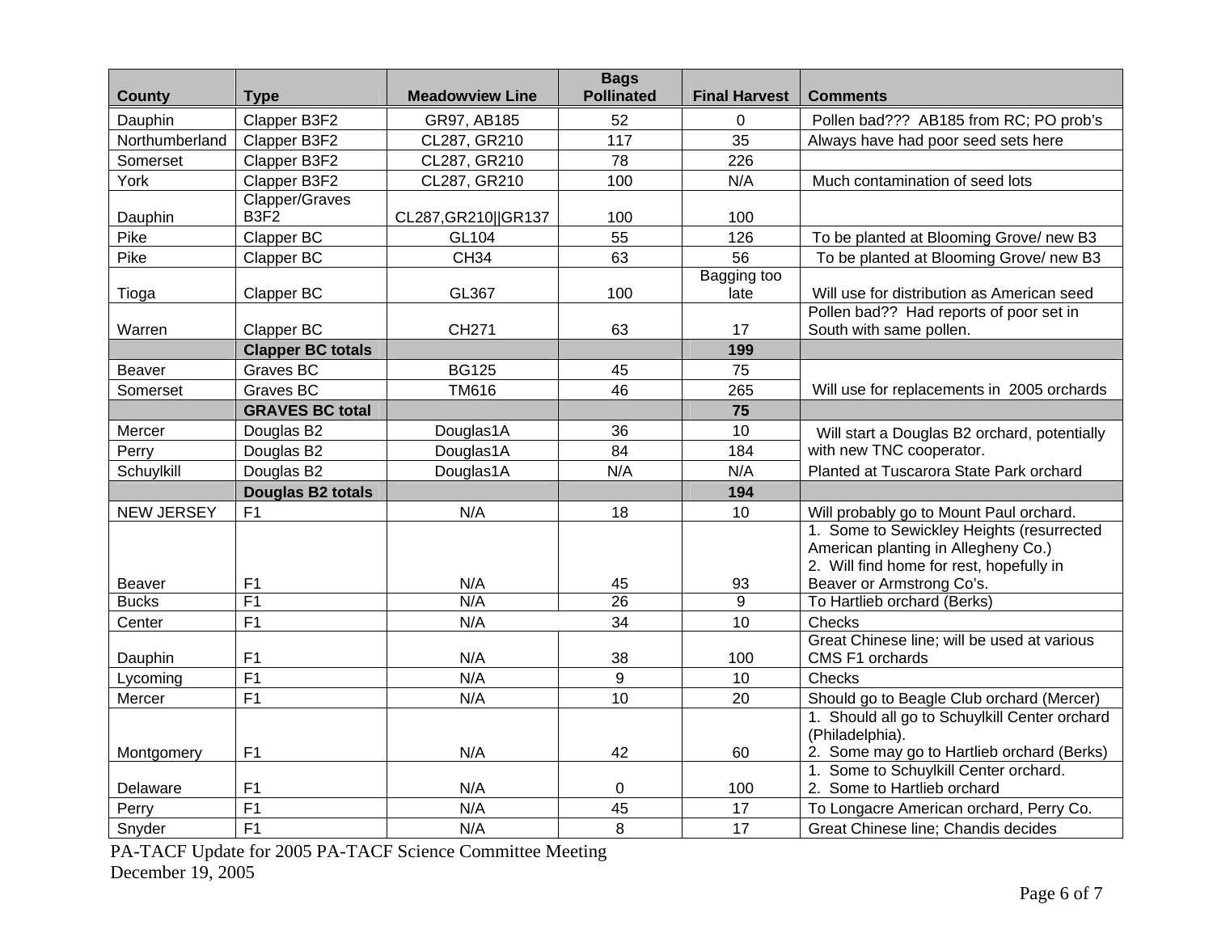| County | Type | Meadowview Line | Bags Pollinated | Final Harvest | Comments |
|---|---|---|---|---|---|
| Dauphin | Clapper B3F2 | GR97, AB185 | 52 | 0 | Pollen bad??? AB185 from RC; PO prob's |
| Northumberland | Clapper B3F2 | CL287, GR210 | 117 | 35 | Always have had poor seed sets here |
| Somerset | Clapper B3F2 | CL287, GR210 | 78 | 226 | |
| York | Clapper B3F2 | CL287, GR210 | 100 | N/A | Much contamination of seed lots |
| Dauphin | Clapper/Graves B3F2 | CL287,GR210‖GR137 | 100 | 100 | |
| Pike | Clapper BC | GL104 | 55 | 126 | To be planted at Blooming Grove/ new B3 |
| Pike | Clapper BC | CH34 | 63 | 56 | To be planted at Blooming Grove/ new B3 |
| Tioga | Clapper BC | GL367 | 100 | Bagging too late | Will use for distribution as American seed |
| Warren | Clapper BC | CH271 | 63 | 17 | Pollen bad?? Had reports of poor set in South with same pollen. |
| | **Clapper BC totals** | | | **199** | |
| Beaver | Graves BC | BG125 | 45 | 75 | Will use for replacements in 2005 orchards |
| Somerset | Graves BC | TM616 | 46 | 265 | |
| | **GRAVES BC total** | | | **75** | |
| Mercer | Douglas B2 | Douglas1A | 36 | 10 | Will start a Douglas B2 orchard, potentially with new TNC cooperator. |
| Perry | Douglas B2 | Douglas1A | 84 | 184 | |
| Schuylkill | Douglas B2 | Douglas1A | N/A | N/A | Planted at Tuscarora State Park orchard |
| | **Douglas B2 totals** | | | **194** | |
| NEW JERSEY | F1 | N/A | 18 | 10 | Will probably go to Mount Paul orchard. |
| Beaver | F1 | N/A | 45 | 93 | 1. Some to Sewickley Heights (resurrected American planting in Allegheny Co.) 2. Will find home for rest, hopefully in Beaver or Armstrong Co's. |
| Bucks | F1 | N/A | 26 | 9 | To Hartlieb orchard (Berks) |
| Center | F1 | N/A | 34 | 10 | Checks |
| Dauphin | F1 | N/A | 38 | 100 | Great Chinese line; will be used at various CMS F1 orchards |
| Lycoming | F1 | N/A | 9 | 10 | Checks |
| Mercer | F1 | N/A | 10 | 20 | Should go to Beagle Club orchard (Mercer) |
| Montgomery | F1 | N/A | 42 | 60 | 1. Should all go to Schuylkill Center orchard (Philadelphia). 2. Some may go to Hartlieb orchard (Berks) |
| Delaware | F1 | N/A | 0 | 100 | 1. Some to Schuylkill Center orchard. 2. Some to Hartlieb orchard |
| Perry | F1 | N/A | 45 | 17 | To Longacre American orchard, Perry Co. |
| Snyder | F1 | N/A | 8 | 17 | Great Chinese line; Chandis decides |

PA-TACF Update for 2005 PA-TACF Science Committee Meeting
December 19, 2005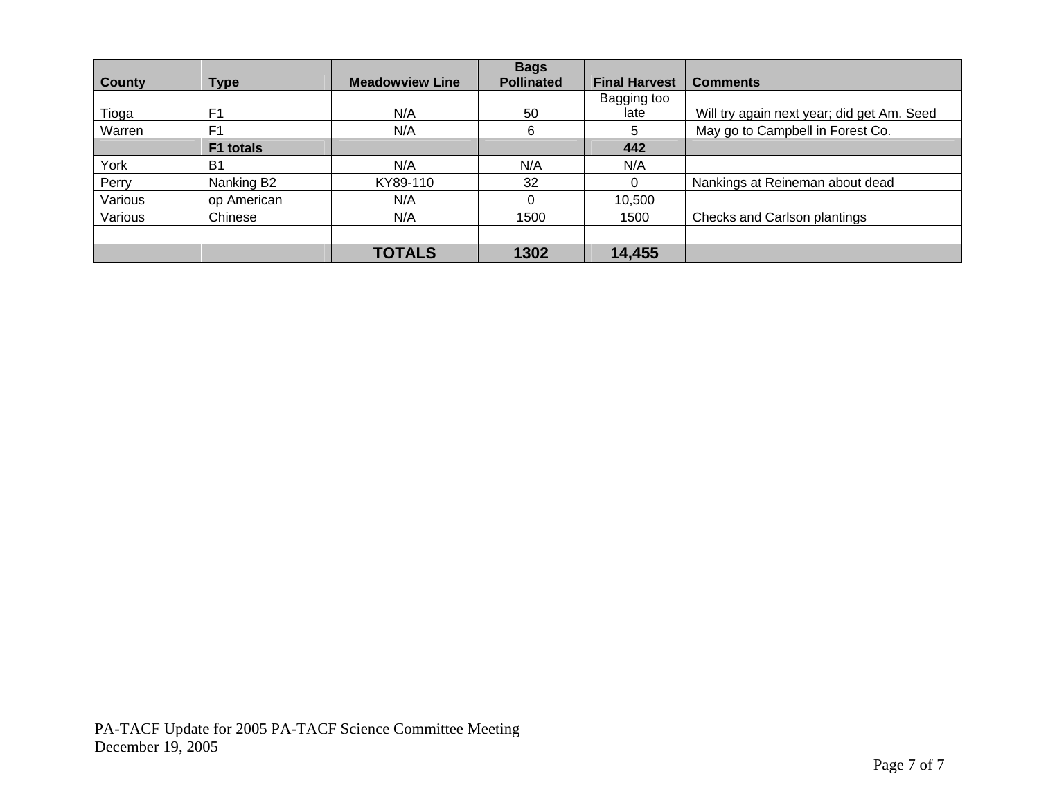| County | Type | Meadowview Line | Bags Pollinated | Final Harvest | Comments |
|---|---|---|---|---|---|
| Tioga | F1 | N/A | 50 | Bagging too late | Will try again next year; did get Am. Seed |
| Warren | F1 | N/A | 6 | 5 | May go to Campbell in Forest Co. |
| | **F1 totals** | | | **442** | |
| York | B1 | N/A | N/A | N/A | |
| Perry | Nanking B2 | KY89-110 | 32 | 0 | Nankings at Reineman about dead |
| Various | op American | N/A | 0 | 10,500 | |
| Various | Chinese | N/A | 1500 | 1500 | Checks and Carlson plantings |
| | | | | | |
| | | **TOTALS** | **1302** | **14,455** | |

PA-TACF Update for 2005 PA-TACF Science Committee Meeting
December 19, 2005